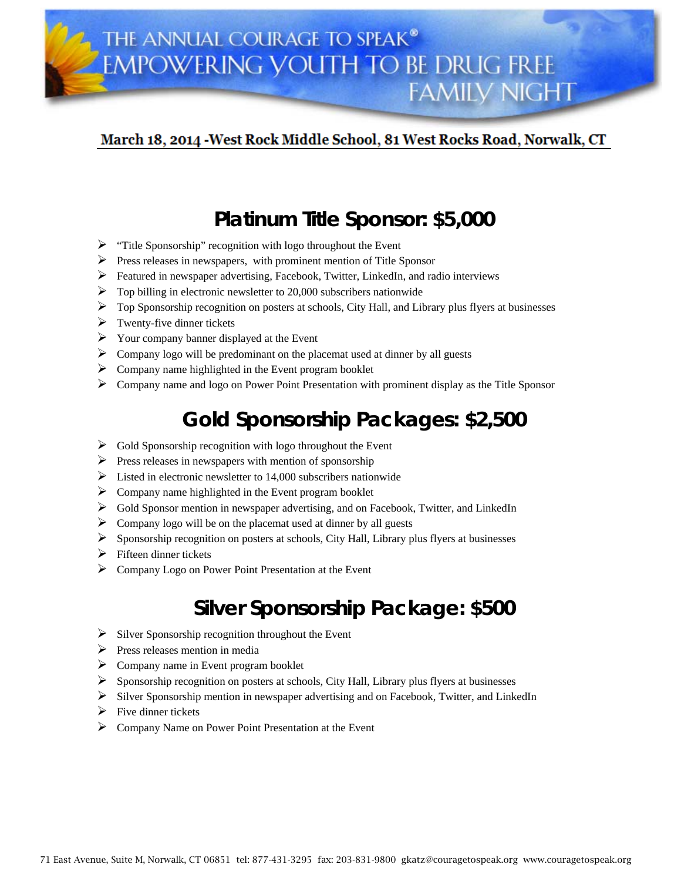# THE ANNUAL COURAGE TO SPEAK® EMPOWERING YOUTH TO BE DRUG FREE FAMILY NIGHT

**March 18, 2014 -West Rock Middle School, 81 West Rocks Road, Norwalk, CT**

## Platinum Title Sponsor: $5,000

- "Title Sponsorship" recognition with logo throughout the Event
- Press releases in newspapers, with prominent mention of Title Sponsor
- Featured in newspaper advertising, Facebook, Twitter, LinkedIn, and radio interviews
- Top billing in electronic newsletter to 20,000 subscribers nationwide
- Top Sponsorship recognition on posters at schools, City Hall, and Library plus flyers at businesses
- Twenty-five dinner tickets
- Your company banner displayed at the Event
- Company logo will be predominant on the placemat used at dinner by all guests
- Company name highlighted in the Event program booklet
- Company name and logo on Power Point Presentation with prominent display as the Title Sponsor

## Gold Sponsorship Packages: $2,500

- Gold Sponsorship recognition with logo throughout the Event
- Press releases in newspapers with mention of sponsorship
- Listed in electronic newsletter to 14,000 subscribers nationwide
- Company name highlighted in the Event program booklet
- Gold Sponsor mention in newspaper advertising, and on Facebook, Twitter, and LinkedIn
- Company logo will be on the placemat used at dinner by all guests
- Sponsorship recognition on posters at schools, City Hall, Library plus flyers at businesses
- Fifteen dinner tickets
- Company Logo on Power Point Presentation at the Event

## Silver Sponsorship Package: $500

- Silver Sponsorship recognition throughout the Event
- Press releases mention in media
- Company name in Event program booklet
- Sponsorship recognition on posters at schools, City Hall, Library plus flyers at businesses
- Silver Sponsorship mention in newspaper advertising and on Facebook, Twitter, and LinkedIn
- Five dinner tickets
- Company Name on Power Point Presentation at the Event

71 East Avenue, Suite M, Norwalk, CT 06851 tel: 877-431-3295 fax: 203-831-9800 gkatz@couragetospeak.org www.couragetospeak.org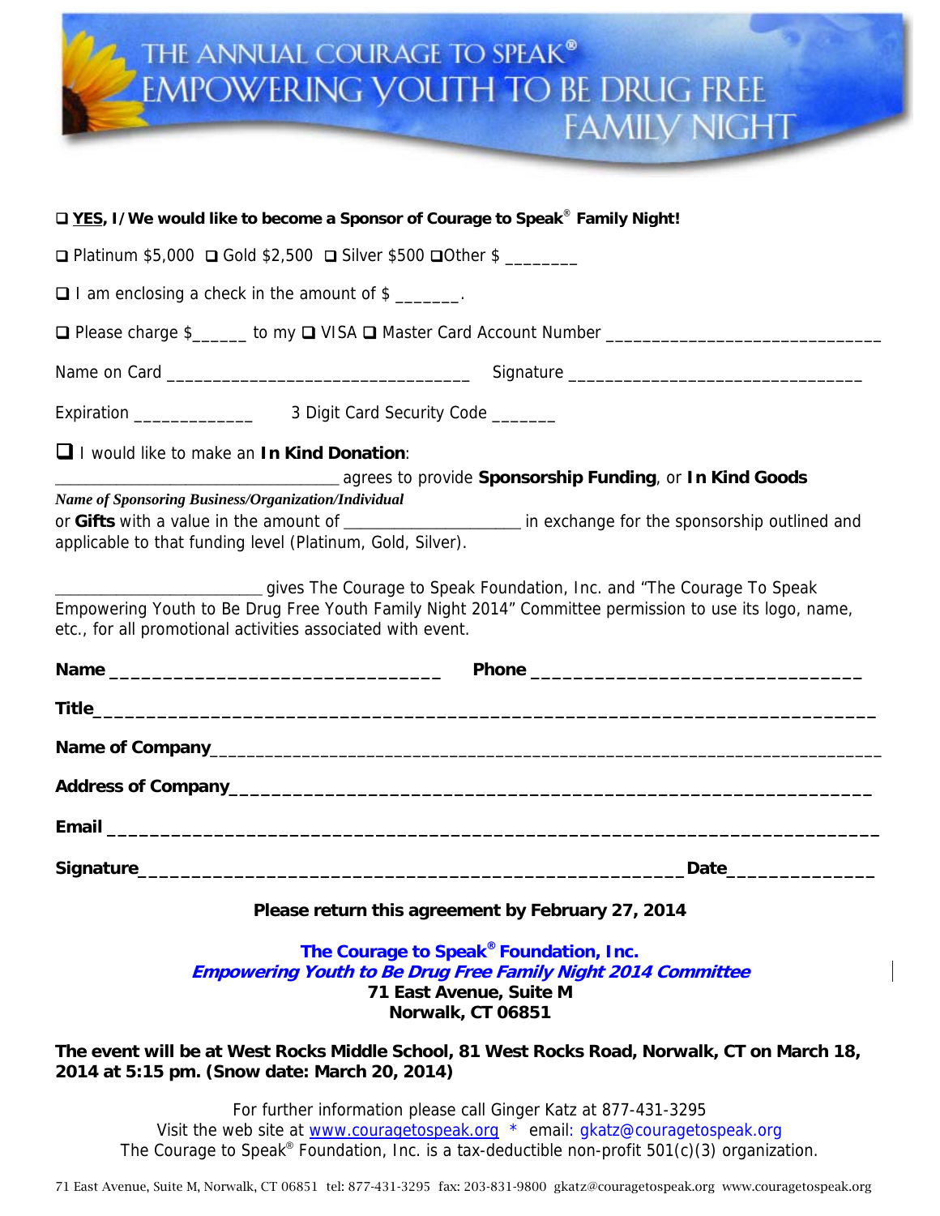# THE ANNUAL COURAGE TO SPEAK® EMPOWERING YOUTH TO BE DRUG FREE FAMILY NIGHT

❑ **YES, I/We would like to become a Sponsor of Courage to Speak® Family Night!**

❑ Platinum $5,000 ❑ Gold $2,500 ❑ Silver $500 ❑Other $ ________

❑ I am enclosing a check in the amount of $ _______.

❑ Please charge $______ to my ❑ VISA ❑ Master Card Account Number ______________________________

Name on Card _________________________________ Signature ________________________________

Expiration _____________ 3 Digit Card Security Code _______

❑ I would like to make an **In Kind Donation**:

________________________________ agrees to provide **Sponsorship Funding**, or **In Kind Goods**
*Name of Sponsoring Business/Organization/Individual*
or **Gifts** with a value in the amount of ____________________ in exchange for the sponsorship outlined and applicable to that funding level (Platinum, Gold, Silver).

_________________________ gives The Courage to Speak Foundation, Inc. and "The Courage To Speak Empowering Youth to Be Drug Free Youth Family Night 2014" Committee permission to use its logo, name, etc., for all promotional activities associated with event.

**Name** ________________________________ **Phone** ________________________________

**Title**__________________________________________________________________________

**Name of Company**____________________________________________________________________

**Address of Company**_________________________________________________________________

**Email** ______________________________________________________________________________

**Signature**____________________________________________________ **Date**_____________

**Please return this agreement by February 27, 2014**

**The Courage to Speak® Foundation, Inc.**
***Empowering Youth to Be Drug Free Family Night 2014 Committee***
**71 East Avenue, Suite M**
**Norwalk, CT 06851**

**The event will be at West Rocks Middle School, 81 West Rocks Road, Norwalk, CT on March 18, 2014 at 5:15 pm. (Snow date: March 20, 2014)**

For further information please call Ginger Katz at 877-431-3295
Visit the web site at www.couragetospeak.org * email: gkatz@couragetospeak.org
The Courage to Speak® Foundation, Inc. is a tax-deductible non-profit 501(c)(3) organization.

71 East Avenue, Suite M, Norwalk, CT 06851 tel: 877-431-3295 fax: 203-831-9800 gkatz@couragetospeak.org www.couragetospeak.org